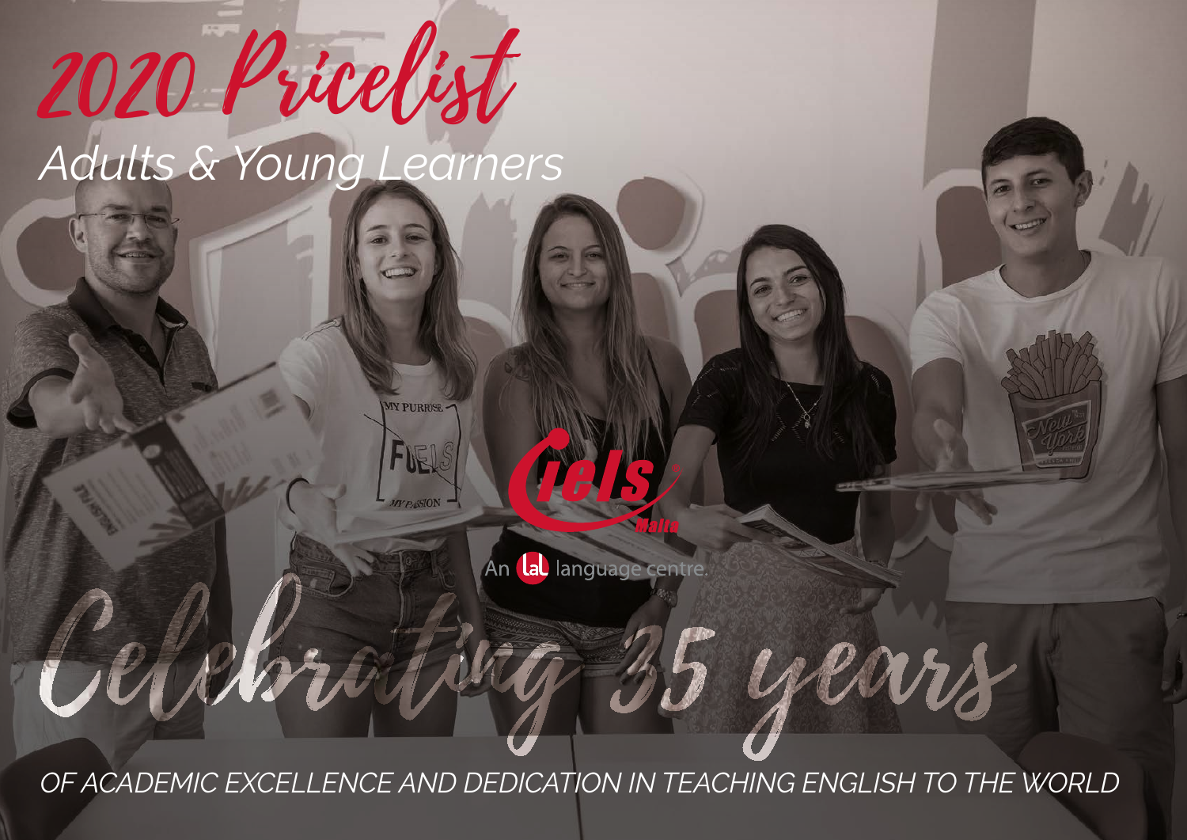# 2020 Pricelist

## Adults & Young Learners

iels Malta

An LAL language centre.

Celebrating 35 years

OF ACADEMIC EXCELLENCE AND DEDICATION IN TEACHING ENGLISH TO THE WORLD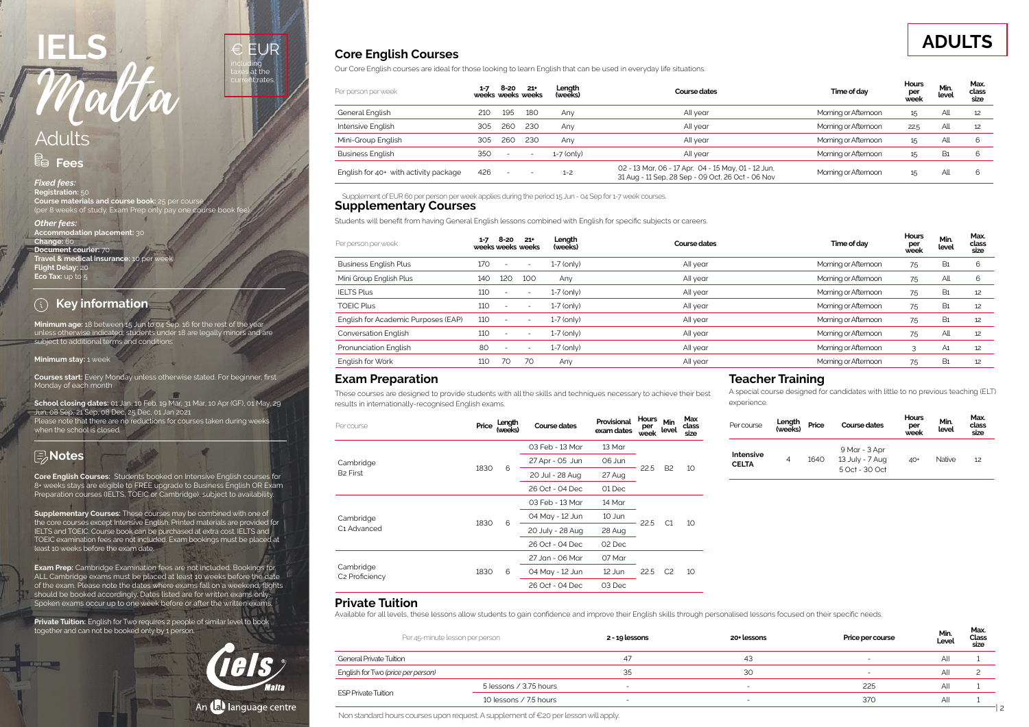# IELS Malta

## Adults

€ EUR including taxes at the current rates.

### Fees

*Fixed fees:*
**Registration:** 50
**Course materials and course book:** 25 per course (per 8 weeks of study. Exam Prep only pay one course book fee)

*Other fees:*
**Accommodation placement:** 30
**Change:** 60
**Document courier:** 70
**Travel & medical insurance:** 10 per week
**Flight Delay:** 20
**Eco Tax:** up to 5

### Key information

**Minimum age:** 18 between 15 Jun to 04 Sep. 16 for the rest of the year unless otherwise indicated; students under 18 are legally minors and are subject to additional terms and conditions.

**Minimum stay:** 1 week

**Courses start:** Every Monday unless otherwise stated. For beginner, first Monday of each month

**School closing dates:** 01 Jan, 10 Feb, 19 Mar, 31 Mar, 10 Apr (GF), 01 May, 29 Jun, 08 Sep, 21 Sep, 08 Dec, 25 Dec, 01 Jan 2021
Please note that there are no reductions for courses taken during weeks when the school is closed.

### Notes

**Core English Courses:** Students booked on Intensive English courses for 8+ weeks stays are eligible to FREE upgrade to Business English OR Exam Preparation courses (IELTS, TOEIC or Cambridge), subject to availability.

**Supplementary Courses:** These courses may be combined with one of the core courses except Intensive English. Printed materials are provided for IELTS and TOEIC. Course book can be purchased at extra cost. IELTS and TOEIC examination fees are not included. Exam bookings must be placed at least 10 weeks before the exam date.

**Exam Prep:** Cambridge Examination fees are not included. Bookings for ALL Cambridge exams must be placed at least 10 weeks before the date of the exam. Please note the dates where exams fall on a weekend, flights should be booked accordingly. Dates listed are for written exams only. Spoken exams occur up to one week before or after the written exams.

**Private Tuition:** English for Two requires 2 people of similar level to book together and can not be booked only by 1 person.

An LAL language centre

# ADULTS

## Core English Courses

Our Core English courses are ideal for those looking to learn English that can be used in everyday life situations.

| Per person per week | 1-7 weeks | 8-20 weeks | 21+ weeks | Length (weeks) | Course dates | Time of day | Hours per week | Min. level | Max. class size |
|---|---|---|---|---|---|---|---|---|---|
| General English | 210 | 195 | 180 | Any | All year | Morning or Afternoon | 15 | All | 12 |
| Intensive English | 305 | 260 | 230 | Any | All year | Morning or Afternoon | 22.5 | All | 12 |
| Mini-Group English | 305 | 260 | 230 | Any | All year | Morning or Afternoon | 15 | All | 6 |
| Business English | 350 | - | - | 1-7 (only) | All year | Morning or Afternoon | 15 | B1 | 6 |
| English for 40+ with activity package | 426 | - | - | 1-2 | 02 - 13 Mar, 06 - 17 Apr, 04 - 15 May, 01 - 12 Jun, 31 Aug - 11 Sep, 28 Sep - 09 Oct, 26 Oct - 06 Nov | Morning or Afternoon | 15 | All | 6 |

Supplement of EUR 60 per person per week applies during the period 15 Jun - 04 Sep for 1-7 week courses.

## Supplementary Courses

Students will benefit from having General English lessons combined with English for specific subjects or careers.

| Per person per week | 1-7 weeks | 8-20 weeks | 21+ weeks | Length (weeks) | Course dates | Time of day | Hours per week | Min. level | Max. class size |
|---|---|---|---|---|---|---|---|---|---|
| Business English Plus | 170 | - | - | 1-7 (only) | All year | Morning or Afternoon | 7.5 | B1 | 6 |
| Mini Group English Plus | 140 | 120 | 100 | Any | All year | Morning or Afternoon | 7.5 | All | 6 |
| IELTS Plus | 110 | - | - | 1-7 (only) | All year | Morning or Afternoon | 7.5 | B1 | 12 |
| TOEIC Plus | 110 | - | - | 1-7 (only) | All year | Morning or Afternoon | 7.5 | B1 | 12 |
| English for Academic Purposes (EAP) | 110 | - | - | 1-7 (only) | All year | Morning or Afternoon | 7.5 | B1 | 12 |
| Conversation English | 110 | - | - | 1-7 (only) | All year | Morning or Afternoon | 7.5 | All | 12 |
| Pronunciation English | 80 | - | - | 1-7 (only) | All year | Morning or Afternoon | 3 | A1 | 12 |
| English for Work | 110 | 70 | 70 | Any | All year | Morning or Afternoon | 7.5 | B1 | 12 |

## Exam Preparation

These courses are designed to provide students with all the skills and techniques necessary to achieve their best results in internationally-recognised English exams.

| Per course | Price | Length (weeks) | Course dates | Provisional exam dates | Hours per week | Min level | Max class size |
|---|---|---|---|---|---|---|---|
| Cambridge B2 First | 1830 | 6 | 03 Feb - 13 Mar | 13 Mar | 22.5 | B2 | 10 |
| | | | 27 Apr - 05 Jun | 06 Jun | | | |
| | | | 20 Jul - 28 Aug | 27 Aug | | | |
| | | | 26 Oct - 04 Dec | 01 Dec | | | |
| Cambridge C1 Advanced | 1830 | 6 | 03 Feb - 13 Mar | 14 Mar | 22.5 | C1 | 10 |
| | | | 04 May - 12 Jun | 10 Jun | | | |
| | | | 20 July - 28 Aug | 28 Aug | | | |
| | | | 26 Oct - 04 Dec | 02 Dec | | | |
| Cambridge C2 Proficiency | 1830 | 6 | 27 Jan - 06 Mar | 07 Mar | 22.5 | C2 | 10 |
| | | | 04 May - 12 Jun | 12 Jun | | | |
| | | | 26 Oct - 04 Dec | 03 Dec | | | |

## Teacher Training

A special course designed for candidates with little to no previous teaching (ELT) experience.

| Per course | Length (weeks) | Price | Course dates | Hours per week | Min. level | Max. class size |
|---|---|---|---|---|---|---|
| **Intensive CELTA** | 4 | 1640 | 9 Mar - 3 Apr, 13 July - 7 Aug, 5 Oct - 30 Oct | 40+ | Native | 12 |

## Private Tuition

Available for all levels, these lessons allow students to gain confidence and improve their English skills through personalised lessons focused on their specific needs.

| Per 45-minute lesson per person | | 2 - 19 lessons | 20+ lessons | Price per course | Min. Level | Max. Class size |
|---|---|---|---|---|---|---|
| General Private Tuition | | 47 | 43 | - | All | 1 |
| English for Two *(price per person)* | | 35 | 30 | - | All | 2 |
| ESP Private Tuition | 5 lessons / 3.75 hours | - | - | 225 | All | 1 |
| | 10 lessons / 7.5 hours | - | - | 370 | All | 1 |

Non standard hours courses upon request. A supplement of €20 per lesson will apply.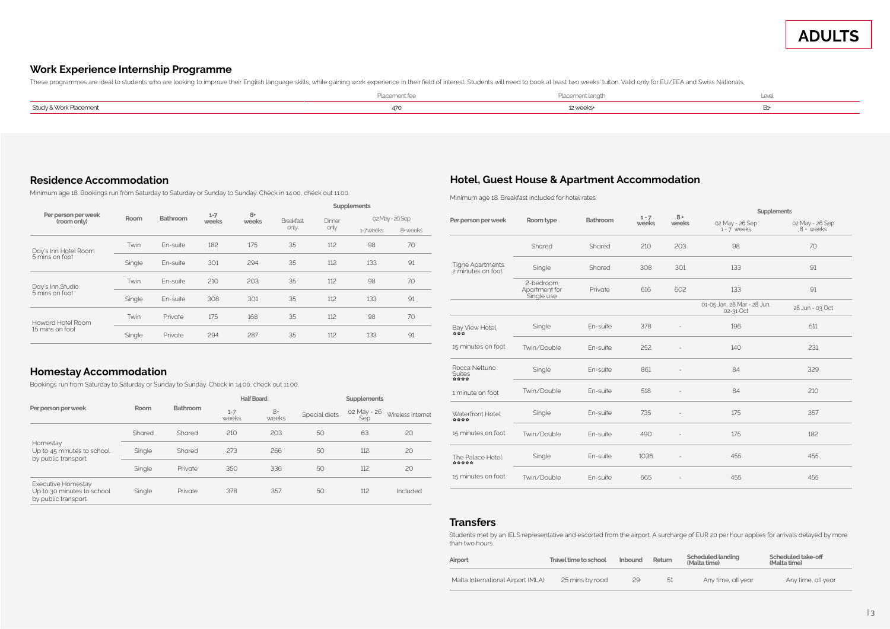ADULTS

## Work Experience Internship Programme

These programmes are ideal to students who are looking to improve their English language skills, while gaining work experience in their field of interest. Students will need to book at least two weeks' tuiton. Valid only for EU/EEA and Swiss Nationals.

| | Placement fee | Placement length | Level |
|---|---|---|---|
| Study & Work Placement | 470 | 12 weeks+ | B1+ |

## Residence Accommodation

Minimum age 18. Bookings run from Saturday to Saturday or Sunday to Sunday. Check in 14.00, check out 11.00.

| Per person per week (room only) | Room | Bathroom | 1-7 weeks | 8+ weeks | Supplements | | | |
|---|---|---|---|---|---|---|---|---|
| | | | | | Breakfast only | Dinner only | 02 May - 26 Sep | |
| | | | | | | | 1-7 weeks | 8+ weeks |
| Day's Inn Hotel Room 5 mins on foot | Twin | En-suite | 182 | 175 | 35 | 112 | 98 | 70 |
| | Single | En-suite | 301 | 294 | 35 | 112 | 133 | 91 |
| Day's Inn Studio 5 mins on foot | Twin | En-suite | 210 | 203 | 35 | 112 | 98 | 70 |
| | Single | En-suite | 308 | 301 | 35 | 112 | 133 | 91 |
| Howard Hotel Room 15 mins on foot | Twin | Private | 175 | 168 | 35 | 112 | 98 | 70 |
| | Single | Private | 294 | 287 | 35 | 112 | 133 | 91 |

## Homestay Accommodation

Bookings run from Saturday to Saturday or Sunday to Sunday. Check in 14.00, check out 11.00.

| Per person per week | Room | Bathroom | Half Board | | Supplements | | |
|---|---|---|---|---|---|---|---|
| | | | 1-7 weeks | 8+ weeks | Special diets | 02 May - 26 Sep | Wireless Internet |
| Homestay Up to 45 minutes to school by public transport | Shared | Shared | 210 | 203 | 50 | 63 | 20 |
| | Single | Shared | 273 | 266 | 50 | 112 | 20 |
| | Single | Private | 350 | 336 | 50 | 112 | 20 |
| Executive Homestay Up to 30 minutes to school by public transport | Single | Private | 378 | 357 | 50 | 112 | Included |

## Hotel, Guest House & Apartment Accommodation

Minimum age 18. Breakfast included for hotel rates.

| Per person per week | Room type | Bathroom | 1 - 7 weeks | 8 + weeks | Supplements | |
|---|---|---|---|---|---|---|
| | | | | | 02 May - 26 Sep 1 - 7 weeks | 02 May - 26 Sep 8 + weeks |
| Tigne Apartments 2 minutes on foot | Shared | Shared | 210 | 203 | 98 | 70 |
| | Single | Shared | 308 | 301 | 133 | 91 |
| | 2-bedroom Apartment for Single use | Private | 616 | 602 | 133 | 91 |
| | | | | | 01-05 Jan, 28 Mar - 28 Jun, 02-31 Oct | 28 Jun - 03 Oct |
| Bay View Hotel ★★★ | Single | En-suite | 378 | - | 196 | 511 |
| 15 minutes on foot | Twin/Double | En-suite | 252 | - | 140 | 231 |
| Rocca Nettuno Suites ★★★★ | Single | En-suite | 861 | - | 84 | 329 |
| 1 minute on foot | Twin/Double | En-suite | 518 | - | 84 | 210 |
| Waterfront Hotel ★★★★ | Single | En-suite | 735 | - | 175 | 357 |
| 15 minutes on foot | Twin/Double | En-suite | 490 | - | 175 | 182 |
| The Palace Hotel ★★★★★ | Single | En-suite | 1036 | - | 455 | 455 |
| 15 minutes on foot | Twin/Double | En-suite | 665 | - | 455 | 455 |

## Transfers

Students met by an IELS representative and escorted from the airport. A surcharge of EUR 20 per hour applies for arrivals delayed by more than two hours.

| Airport | Travel time to school | Inbound | Return | Scheduled landing (Malta time) | Scheduled take-off (Malta time) |
|---|---|---|---|---|---|
| Malta International Airport (MLA) | 25 mins by road | 29 | 51 | Any time, all year | Any time, all year |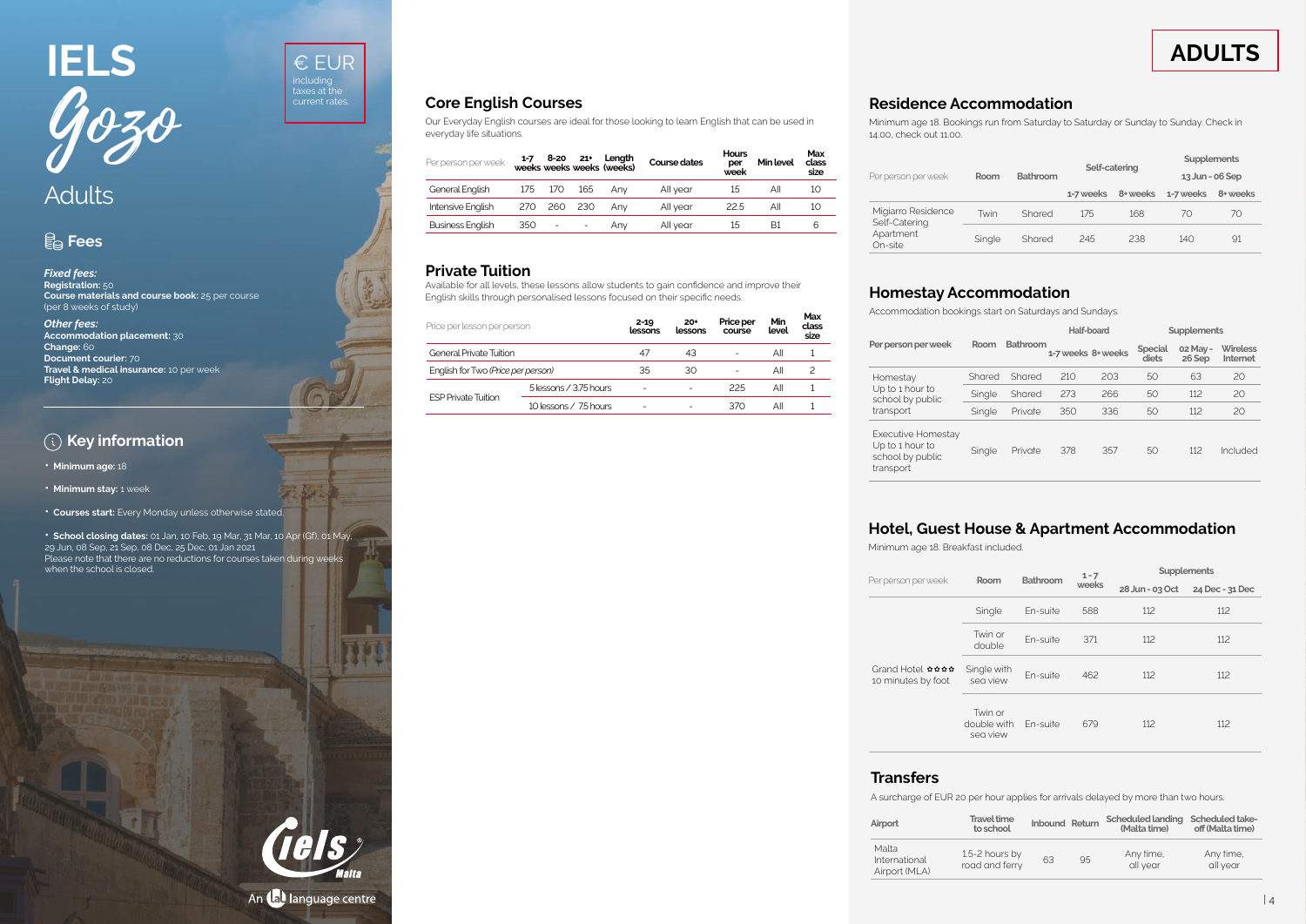# IELS Gozo

## Adults

€ EUR including taxes at the current rates.

### Fees

*Fixed fees:*
**Registration:** 50
**Course materials and course book:** 25 per course (per 8 weeks of study)

*Other fees:*
**Accommodation placement:** 30
**Change:** 60
**Document courier:** 70
**Travel & medical insurance:** 10 per week
**Flight Delay:** 20

### Key information

- **Minimum age:** 18
- **Minimum stay:** 1 week
- **Courses start:** Every Monday unless otherwise stated.
- **School closing dates:** 01 Jan, 10 Feb, 19 Mar, 31 Mar, 10 Apr (Gf), 01 May, 29 Jun, 08 Sep, 21 Sep, 08 Dec, 25 Dec, 01 Jan 2021
Please note that there are no reductions for courses taken during weeks when the school is closed.

iels Malta
An ial language centre

## Core English Courses

Our Everyday English courses are ideal for those looking to learn English that can be used in everyday life situations.

| Per person per week | 1-7 weeks | 8-20 weeks | 21+ weeks | Length (weeks) | Course dates | Hours per week | Min level | Max class size |
|---|---|---|---|---|---|---|---|---|
| General English | 175 | 170 | 165 | Any | All year | 15 | All | 10 |
| Intensive English | 270 | 260 | 230 | Any | All year | 22.5 | All | 10 |
| Business English | 350 | - | - | Any | All year | 15 | B1 | 6 |

## Private Tuition

Available for all levels, these lessons allow students to gain confidence and improve their English skills through personalised lessons focused on their specific needs.

| Price per lesson per person | | 2-19 lessons | 20+ lessons | Price per course | Min level | Max class size |
|---|---|---|---|---|---|---|
| General Private Tuition | | 47 | 43 | - | All | 1 |
| English for Two *(Price per person)* | | 35 | 30 | - | All | 2 |
| ESP Private Tuition | 5 lessons / 3.75 hours | - | - | 225 | All | 1 |
| | 10 lessons / 7.5 hours | - | - | 370 | All | 1 |

# ADULTS

## Residence Accommodation

Minimum age 18. Bookings run from Saturday to Saturday or Sunday to Sunday. Check in 14.00, check out 11.00.

| Per person per week | Room | Bathroom | Self-catering | | Supplements 13 Jun - 06 Sep | |
|---|---|---|---|---|---|---|
| | | | 1-7 weeks | 8+ weeks | 1-7 weeks | 8+ weeks |
| Migiarro Residence Self-Catering Apartment On-site | Twin | Shared | 175 | 168 | 70 | 70 |
| | Single | Shared | 245 | 238 | 140 | 91 |

## Homestay Accommodation

Accommodation bookings start on Saturdays and Sundays.

| Per person per week | Room | Bathroom | Half-board | | Supplements | | |
|---|---|---|---|---|---|---|---|
| | | | 1-7 weeks | 8+ weeks | Special diets | 02 May - 26 Sep | Wireless Internet |
| Homestay Up to 1 hour to school by public transport | Shared | Shared | 210 | 203 | 50 | 63 | 20 |
| | Single | Shared | 273 | 266 | 50 | 112 | 20 |
| | Single | Private | 350 | 336 | 50 | 112 | 20 |
| Executive Homestay Up to 1 hour to school by public transport | Single | Private | 378 | 357 | 50 | 112 | Included |

## Hotel, Guest House & Apartment Accommodation

Minimum age 18. Breakfast included.

| Per person per week | Room | Bathroom | 1 - 7 weeks | Supplements 28 Jun - 03 Oct | Supplements 24 Dec - 31 Dec |
|---|---|---|---|---|---|
| Grand Hotel ✩✩✩✩ 10 minutes by foot | Single | En-suite | 588 | 112 | 112 |
| | Twin or double | En-suite | 371 | 112 | 112 |
| | Single with sea view | En-suite | 462 | 112 | 112 |
| | Twin or double with sea view | En-suite | 679 | 112 | 112 |

## Transfers

A surcharge of EUR 20 per hour applies for arrivals delayed by more than two hours.

| Airport | Travel time to school | Inbound | Return | Scheduled landing (Malta time) | Scheduled take-off (Malta time) |
|---|---|---|---|---|---|
| Malta International Airport (MLA) | 1.5-2 hours by road and ferry | 63 | 95 | Any time, all year | Any time, all year |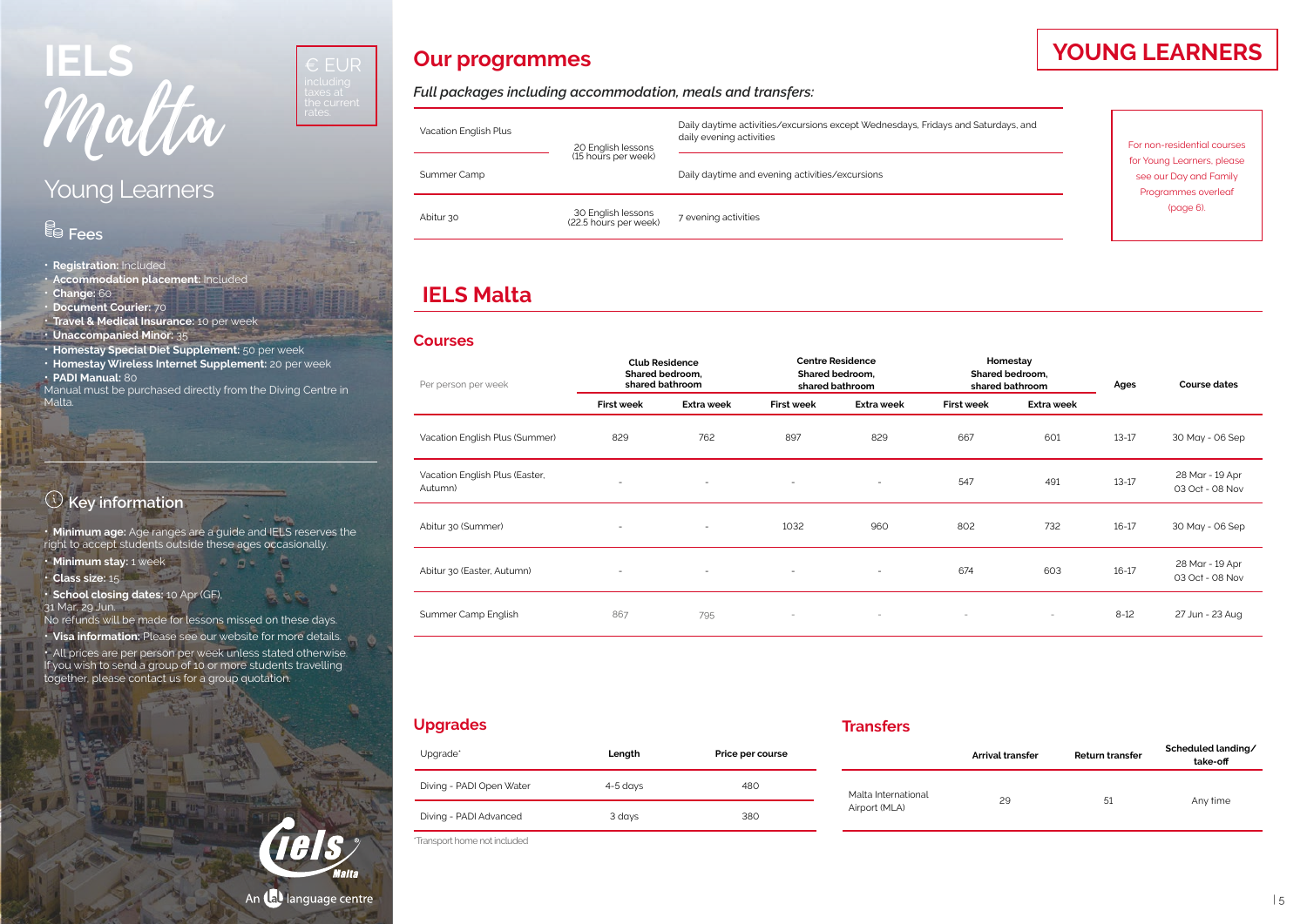# IELS Malta

## Young Learners

€ EUR including taxes at the current rates.

### Fees

- **Registration:** Included
- **Accommodation placement:** Included
- **Change:** 60
- **Document Courier:** 70
- **Travel & Medical Insurance:** 10 per week
- **Unaccompanied Minor:** 35
- **Homestay Special Diet Supplement:** 50 per week
- **Homestay Wireless Internet Supplement:** 20 per week
- **PADI Manual:** 80
Manual must be purchased directly from the Diving Centre in Malta.

### Key information

- **Minimum age:** Age ranges are a guide and IELS reserves the right to accept students outside these ages occasionally.
- **Minimum stay:** 1 week
- **Class size:** 15
- **School closing dates:** 10 Apr (GF), 31 Mar, 29 Jun.
No refunds will be made for lessons missed on these days.
- **Visa information:** Please see our website for more details.
- All prices are per person per week unless stated otherwise. If you wish to send a group of 10 or more students travelling together, please contact us for a group quotation.

An lal language centre

# YOUNG LEARNERS

## Our programmes

*Full packages including accommodation, meals and transfers:*

| Programme | Lessons | Activities |
|---|---|---|
| Vacation English Plus | 20 English lessons (15 hours per week) | Daily daytime activities/excursions except Wednesdays, Fridays and Saturdays, and daily evening activities |
| Summer Camp | 20 English lessons (15 hours per week) | Daily daytime and evening activities/excursions |
| Abitur 30 | 30 English lessons (22.5 hours per week) | 7 evening activities |

For non-residential courses for Young Learners, please see our Day and Family Programmes overleaf (page 6).

## IELS Malta

### Courses

| Per person per week | Club Residence Shared bedroom, shared bathroom | | Centre Residence Shared bedroom, shared bathroom | | Homestay Shared bedroom, shared bathroom | | Ages | Course dates |
|---|---|---|---|---|---|---|---|---|
| | First week | Extra week | First week | Extra week | First week | Extra week | | |
| Vacation English Plus (Summer) | 829 | 762 | 897 | 829 | 667 | 601 | 13-17 | 30 May - 06 Sep |
| Vacation English Plus (Easter, Autumn) | - | - | - | - | 547 | 491 | 13-17 | 28 Mar - 19 Apr<br>03 Oct - 08 Nov |
| Abitur 30 (Summer) | - | - | 1032 | 960 | 802 | 732 | 16-17 | 30 May - 06 Sep |
| Abitur 30 (Easter, Autumn) | - | - | - | - | 674 | 603 | 16-17 | 28 Mar - 19 Apr<br>03 Oct - 08 Nov |
| Summer Camp English | 867 | 795 | - | - | - | - | 8-12 | 27 Jun - 23 Aug |

### Upgrades

| Upgrade* | Length | Price per course |
|---|---|---|
| Diving - PADI Open Water | 4-5 days | 480 |
| Diving - PADI Advanced | 3 days | 380 |

*Transport home not included

### Transfers

| | Arrival transfer | Return transfer | Scheduled landing/ take-off |
|---|---|---|---|
| Malta International Airport (MLA) | 29 | 51 | Any time |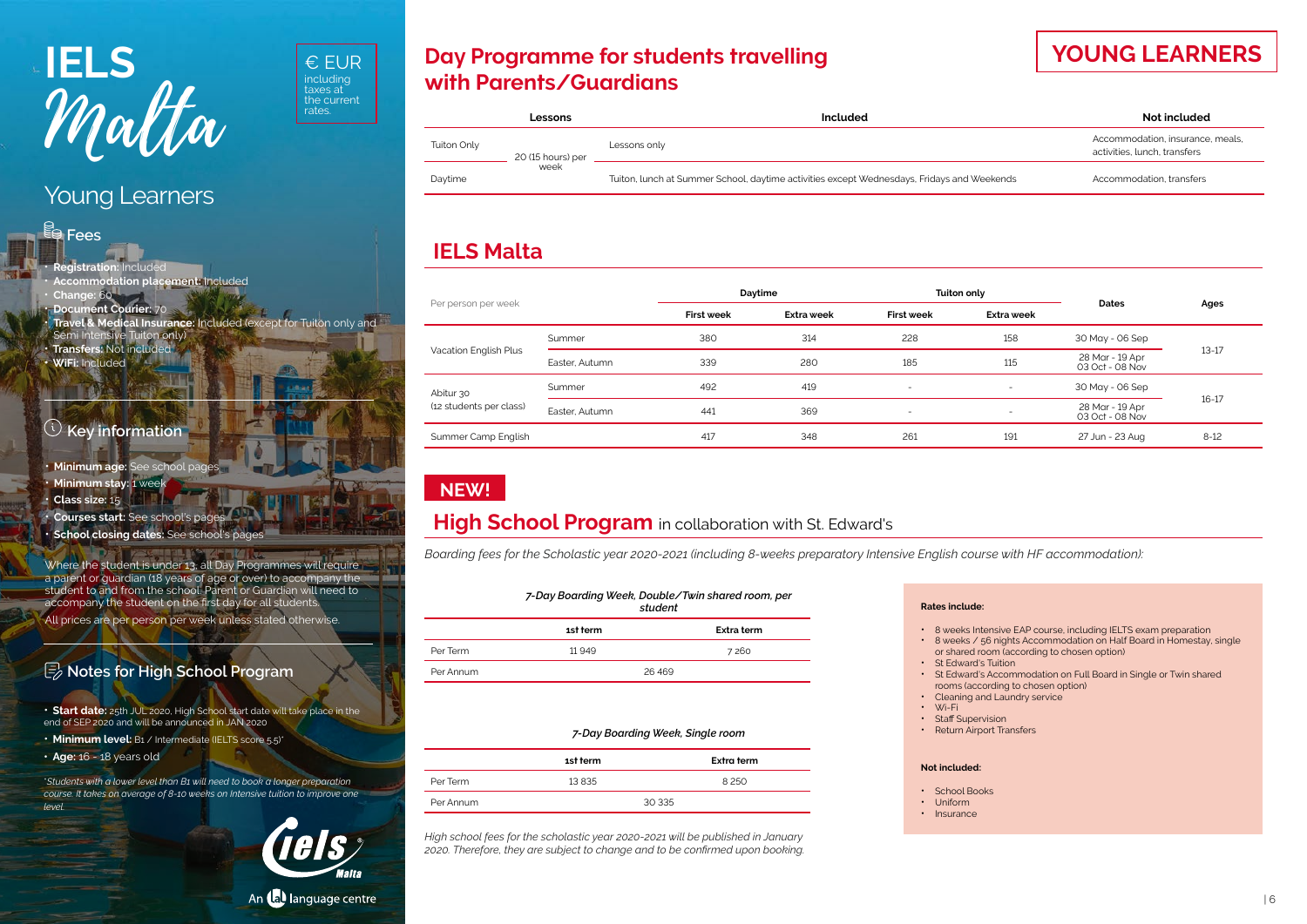# IELS *Malta*

€ EUR including taxes at the current rates.

## Young Learners

### Fees

- **Registration:** Included
- **Accommodation placement:** Included
- **Change:** 60
- **Document Courier:** 70
- **Travel & Medical Insurance:** Included (except for Tuition only and Semi Intensive Tuition only)
- **Transfers:** Not included
- **WiFi:** Included

### Key information

- **Minimum age:** See school pages
- **Minimum stay:** 1 week
- **Class size:** 15
- **Courses start:** See school's pages
- **School closing dates:** See school's pages

Where the student is under 13, all Day Programmes will require a parent or guardian (18 years of age or over) to accompany the student to and from the school. Parent or Guardian will need to accompany the student on the first day for all students.

All prices are per person per week unless stated otherwise.

### Notes for High School Program

- **Start date:** 25th JUL 2020, High School start date will take place in the end of SEP 2020 and will be announced in JAN 2020
- **Minimum level:** B1 / Intermediate (IELTS score 5.5)*
- **Age:** 16 - 18 years old

*\*Students with a lower level than B1 will need to book a longer preparation course. It takes on average of 8-10 weeks on Intensive tuition to improve one level.*

iels Malta

An lal language centre

# YOUNG LEARNERS

## Day Programme for students travelling with Parents/Guardians

| | Lessons | Included | Not included |
|---|---|---|---|
| Tuiton Only | 20 (15 hours) per week | Lessons only | Accommodation, insurance, meals, activities, lunch, transfers |
| Daytime | | Tuition, lunch at Summer School, daytime activities except Wednesdays, Fridays and Weekends | Accommodation, transfers |

## IELS Malta

| Per person per week | | Daytime | | Tuiton only | | Dates | Ages |
|---|---|---|---|---|---|---|---|
| | | First week | Extra week | First week | Extra week | | |
| Vacation English Plus | Summer | 380 | 314 | 228 | 158 | 30 May - 06 Sep | 13-17 |
| | Easter, Autumn | 339 | 280 | 185 | 115 | 28 Mar - 19 Apr 03 Oct - 08 Nov | |
| Abitur 30 (12 students per class) | Summer | 492 | 419 | - | - | 30 May - 06 Sep | 16-17 |
| | Easter, Autumn | 441 | 369 | - | - | 28 Mar - 19 Apr 03 Oct - 08 Nov | |
| Summer Camp English | | 417 | 348 | 261 | 191 | 27 Jun - 23 Aug | 8-12 |

**NEW!**

## High School Program in collaboration with St. Edward's

*Boarding fees for the Scholastic year 2020-2021 (including 8-weeks preparatory Intensive English course with HF accommodation):*

*7-Day Boarding Week, Double/Twin shared room, per student*

| | 1st term | Extra term |
|---|---|---|
| Per Term | 11 949 | 7 260 |
| Per Annum | 26 469 | |

*7-Day Boarding Week, Single room*

| | 1st term | Extra term |
|---|---|---|
| Per Term | 13 835 | 8 250 |
| Per Annum | 30 335 | |

*High school fees for the scholastic year 2020-2021 will be published in January 2020. Therefore, they are subject to change and to be confirmed upon booking.*

**Rates include:**

- 8 weeks Intensive EAP course, including IELTS exam preparation
- 8 weeks / 56 nights Accommodation on Half Board in Homestay, single or shared room (according to chosen option)
- St Edward's Tuition
- St Edward's Accommodation on Full Board in Single or Twin shared rooms (according to chosen option)
- Cleaning and Laundry service
- Wi-Fi
- Staff Supervision
- Return Airport Transfers

**Not included:**

- School Books
- Uniform
- Insurance